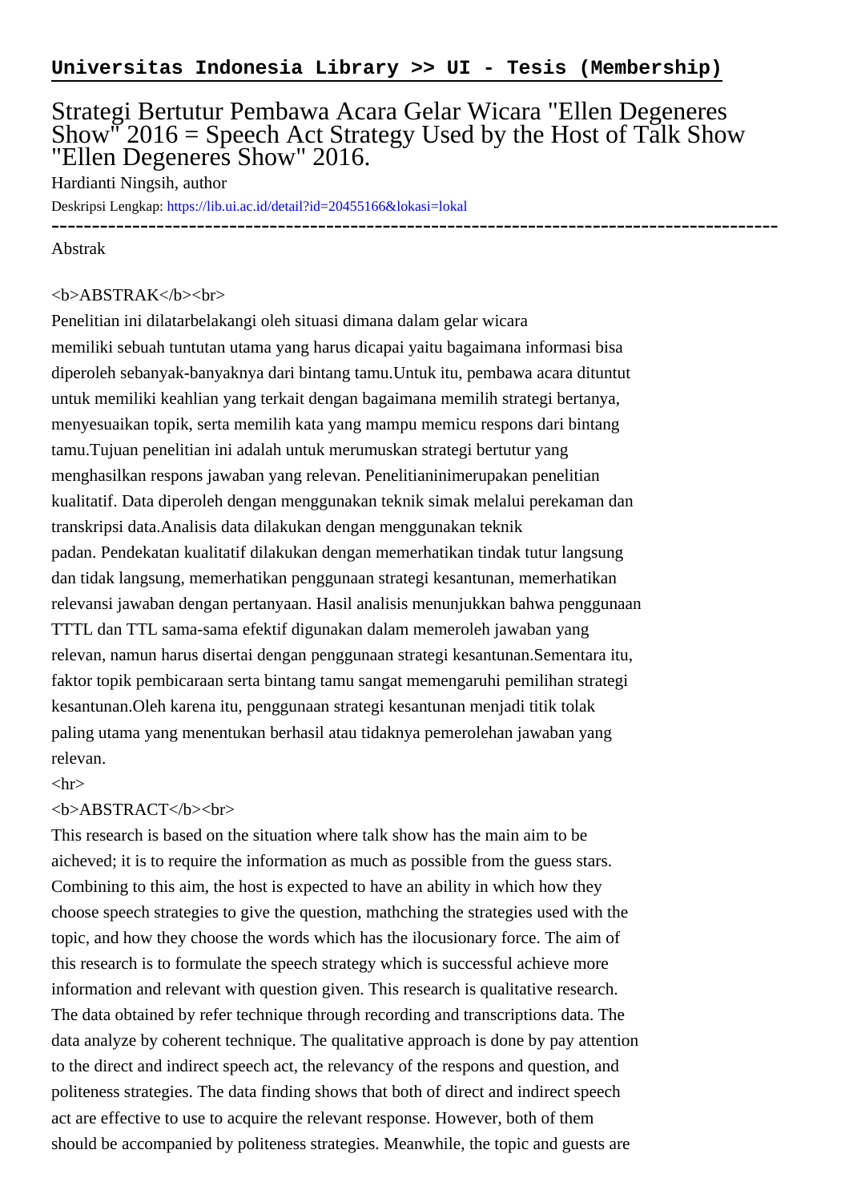# Universitas Indonesia Library >> UI - Tesis (Membership)

## Strategi Bertutur Pembawa Acara Gelar Wicara "Ellen Degeneres Show" 2016 = Speech Act Strategy Used by the Host of Talk Show "Ellen Degeneres Show" 2016.

Hardianti Ningsih, author

Deskripsi Lengkap: https://lib.ui.ac.id/detail?id=20455166&lokasi=lokal

---

Abstrak

<b>ABSTRAK</b><br>

Penelitian ini dilatarbelakangi oleh situasi dimana dalam gelar wicara memiliki sebuah tuntutan utama yang harus dicapai yaitu bagaimana informasi bisa diperoleh sebanyak-banyaknya dari bintang tamu.Untuk itu, pembawa acara dituntut untuk memiliki keahlian yang terkait dengan bagaimana memilih strategi bertanya, menyesuaikan topik, serta memilih kata yang mampu memicu respons dari bintang tamu.Tujuan penelitian ini adalah untuk merumuskan strategi bertutur yang menghasilkan respons jawaban yang relevan. Penelitianinimerupakan penelitian kualitatif. Data diperoleh dengan menggunakan teknik simak melalui perekaman dan transkripsi data.Analisis data dilakukan dengan menggunakan teknik padan. Pendekatan kualitatif dilakukan dengan memerhatikan tindak tutur langsung dan tidak langsung, memerhatikan penggunaan strategi kesantunan, memerhatikan relevansi jawaban dengan pertanyaan. Hasil analisis menunjukkan bahwa penggunaan TTTL dan TTL sama-sama efektif digunakan dalam memeroleh jawaban yang relevan, namun harus disertai dengan penggunaan strategi kesantunan.Sementara itu, faktor topik pembicaraan serta bintang tamu sangat memengaruhi pemilihan strategi kesantunan.Oleh karena itu, penggunaan strategi kesantunan menjadi titik tolak paling utama yang menentukan berhasil atau tidaknya pemerolehan jawaban yang relevan.

<hr>

<b>ABSTRACT</b><br>

This research is based on the situation where talk show has the main aim to be aicheved; it is to require the information as much as possible from the guess stars. Combining to this aim, the host is expected to have an ability in which how they choose speech strategies to give the question, mathching the strategies used with the topic, and how they choose the words which has the ilocusionary force. The aim of this research is to formulate the speech strategy which is successful achieve more information and relevant with question given. This research is qualitative research. The data obtained by refer technique through recording and transcriptions data. The data analyze by coherent technique. The qualitative approach is done by pay attention to the direct and indirect speech act, the relevancy of the respons and question, and politeness strategies. The data finding shows that both of direct and indirect speech act are effective to use to acquire the relevant response. However, both of them should be accompanied by politeness strategies. Meanwhile, the topic and guests are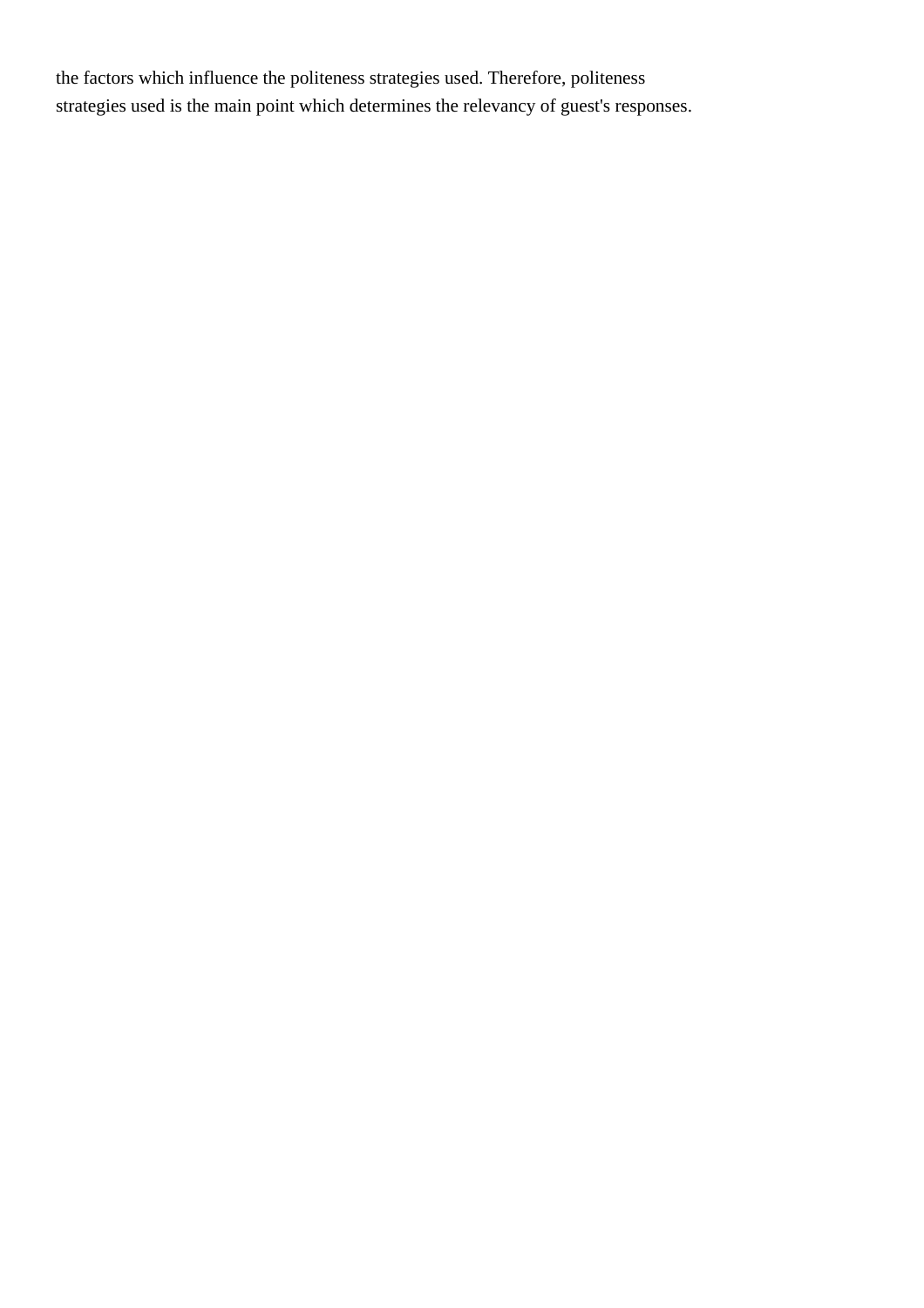the factors which influence the politeness strategies used. Therefore, politeness strategies used is the main point which determines the relevancy of guest's responses.